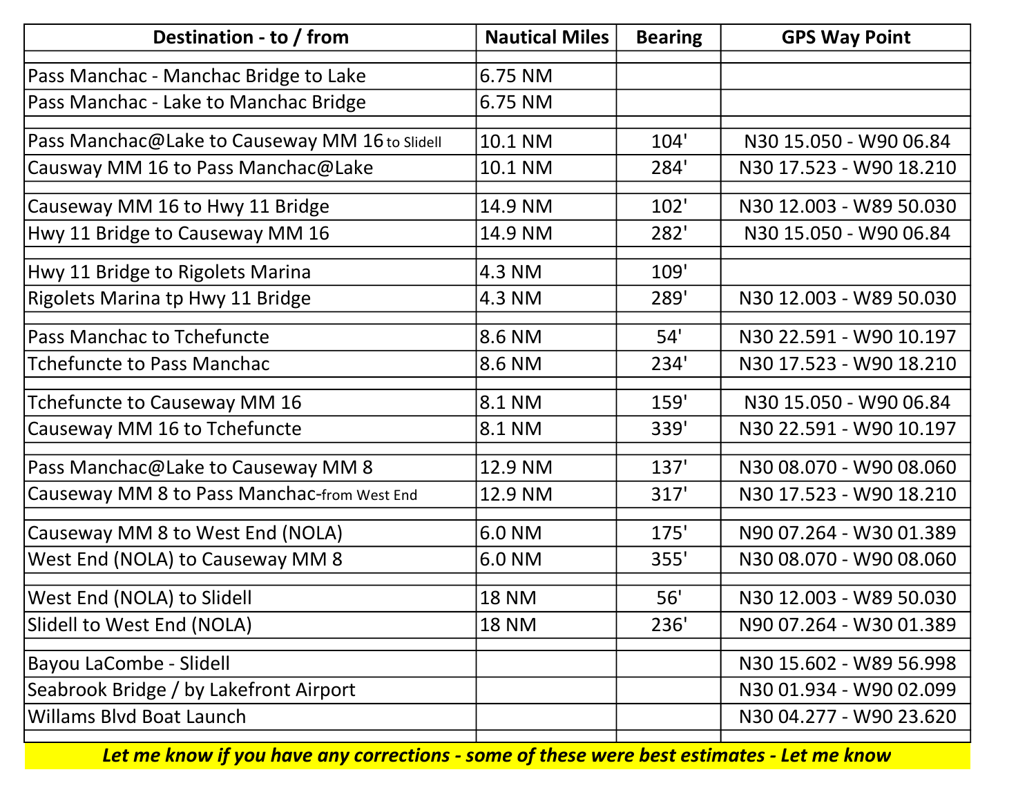| Destination - to / from | Nautical Miles | Bearing | GPS Way Point |
|---|---|---|---|
| Pass Manchac - Manchac Bridge to Lake | 6.75 NM | | |
| Pass Manchac - Lake to Manchac Bridge | 6.75 NM | | |
| Pass Manchac@Lake to Causeway MM 16 to Slidell | 10.1 NM | 104' | N30 15.050 - W90 06.84 |
| Causway MM 16 to Pass Manchac@Lake | 10.1 NM | 284' | N30 17.523 - W90 18.210 |
| Causeway MM 16 to Hwy 11 Bridge | 14.9 NM | 102' | N30 12.003 - W89 50.030 |
| Hwy 11 Bridge to Causeway MM 16 | 14.9 NM | 282' | N30 15.050 - W90 06.84 |
| Hwy 11 Bridge to Rigolets Marina | 4.3 NM | 109' | |
| Rigolets Marina tp Hwy 11 Bridge | 4.3 NM | 289' | N30 12.003 - W89 50.030 |
| Pass Manchac to Tchefuncte | 8.6 NM | 54' | N30 22.591 - W90 10.197 |
| Tchefuncte to Pass Manchac | 8.6 NM | 234' | N30 17.523 - W90 18.210 |
| Tchefuncte to Causeway MM 16 | 8.1 NM | 159' | N30 15.050 - W90 06.84 |
| Causeway MM 16 to Tchefuncte | 8.1 NM | 339' | N30 22.591 - W90 10.197 |
| Pass Manchac@Lake to Causeway MM 8 | 12.9 NM | 137' | N30 08.070 - W90 08.060 |
| Causeway MM 8 to Pass Manchac-from West End | 12.9 NM | 317' | N30 17.523 - W90 18.210 |
| Causeway MM 8 to West End (NOLA) | 6.0 NM | 175' | N90 07.264 - W30 01.389 |
| West End (NOLA) to Causeway MM 8 | 6.0 NM | 355' | N30 08.070 - W90 08.060 |
| West End (NOLA) to Slidell | 18 NM | 56' | N30 12.003 - W89 50.030 |
| Slidell to West End (NOLA) | 18 NM | 236' | N90 07.264 - W30 01.389 |
| Bayou LaCombe - Slidell | | | N30 15.602 - W89 56.998 |
| Seabrook Bridge / by Lakefront Airport | | | N30 01.934 - W90 02.099 |
| Willams Blvd Boat Launch | | | N30 04.277 - W90 23.620 |

***Let me know if you have any corrections - some of these were best estimates - Let me know***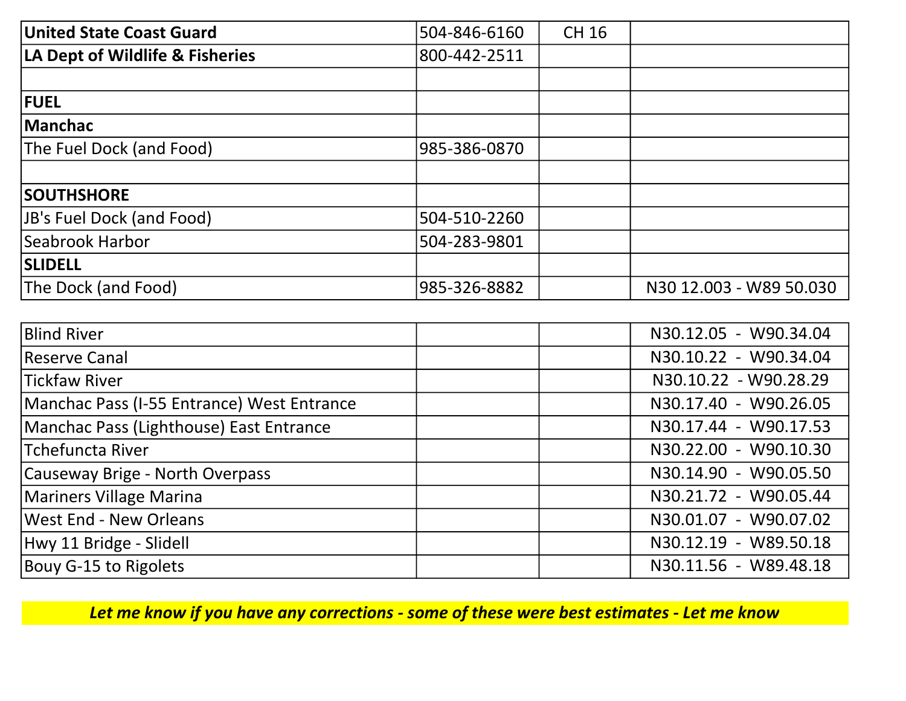| | | | |
|---|---|---|---|
| **United State Coast Guard** | 504-846-6160 | CH 16 | |
| **LA Dept of Wildlife & Fisheries** | 800-442-2511 | | |
| | | | |
| **FUEL** | | | |
| **Manchac** | | | |
| The Fuel Dock (and Food) | 985-386-0870 | | |
| | | | |
| **SOUTHSHORE** | | | |
| JB's Fuel Dock (and Food) | 504-510-2260 | | |
| Seabrook Harbor | 504-283-9801 | | |
| **SLIDELL** | | | |
| The Dock (and Food) | 985-326-8882 | | N30 12.003 - W89 50.030 |

| | | | |
|---|---|---|---|
| Blind River | | | N30.12.05 - W90.34.04 |
| Reserve Canal | | | N30.10.22 - W90.34.04 |
| Tickfaw River | | | N30.10.22 - W90.28.29 |
| Manchac Pass (I-55 Entrance) West Entrance | | | N30.17.40 - W90.26.05 |
| Manchac Pass (Lighthouse) East Entrance | | | N30.17.44 - W90.17.53 |
| Tchefuncta River | | | N30.22.00 - W90.10.30 |
| Causeway Brige - North Overpass | | | N30.14.90 - W90.05.50 |
| Mariners Village Marina | | | N30.21.72 - W90.05.44 |
| West End - New Orleans | | | N30.01.07 - W90.07.02 |
| Hwy 11 Bridge - Slidell | | | N30.12.19 - W89.50.18 |
| Bouy G-15 to Rigolets | | | N30.11.56 - W89.48.18 |

***Let me know if you have any corrections - some of these were best estimates - Let me know***